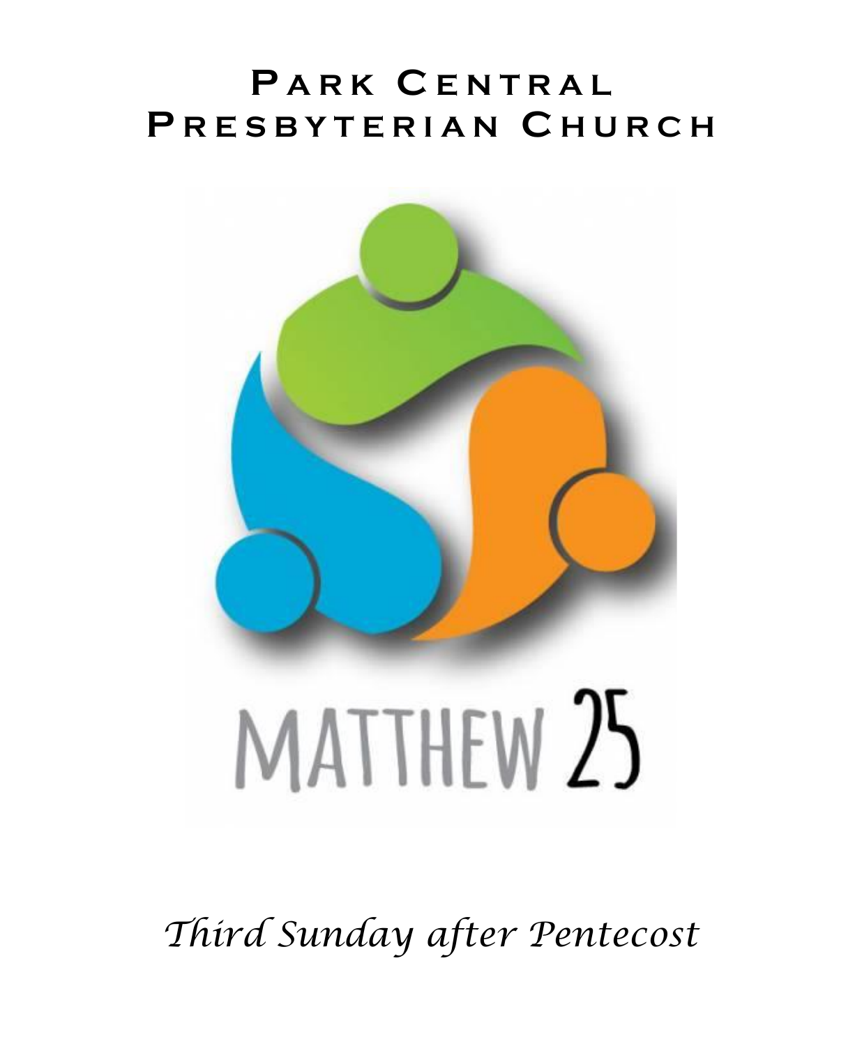# Park Central Presbyterian Church

MATTHEW 25

*Third Sunday after Pentecost*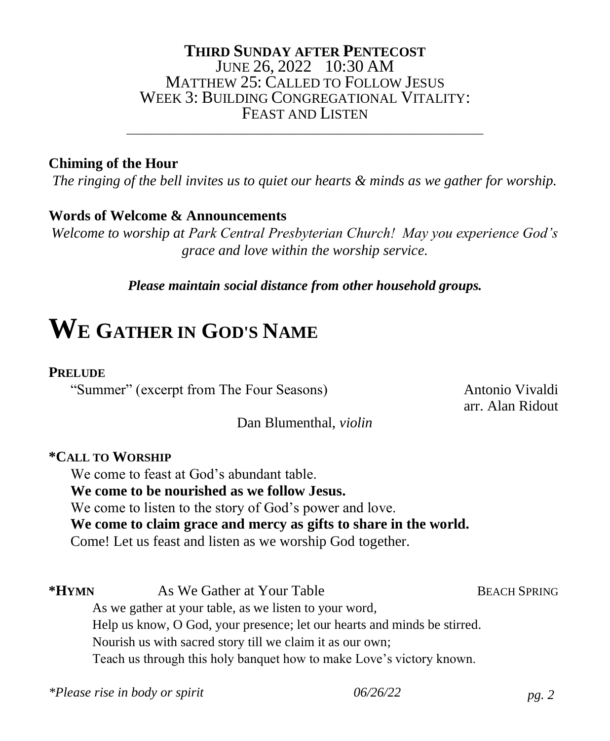**THIRD SUNDAY AFTER PENTECOST**
JUNE 26, 2022 10:30 AM
MATTHEW 25: CALLED TO FOLLOW JESUS
WEEK 3: BUILDING CONGREGATIONAL VITALITY:
FEAST AND LISTEN

---

**Chiming of the Hour**
*The ringing of the bell invites us to quiet our hearts & minds as we gather for worship.*

**Words of Welcome & Announcements**
*Welcome to worship at Park Central Presbyterian Church! May you experience God's grace and love within the worship service.*

***Please maintain social distance from other household groups.***

# WE GATHER IN GOD'S NAME

**PRELUDE**
"Summer" (excerpt from The Four Seasons) — Antonio Vivaldi, arr. Alan Ridout
Dan Blumenthal, *violin*

**\*CALL TO WORSHIP**
We come to feast at God's abundant table.
**We come to be nourished as we follow Jesus.**
We come to listen to the story of God's power and love.
**We come to claim grace and mercy as gifts to share in the world.**
Come! Let us feast and listen as we worship God together.

**\*HYMN** As We Gather at Your Table — BEACH SPRING
As we gather at your table, as we listen to your word,
Help us know, O God, your presence; let our hearts and minds be stirred.
Nourish us with sacred story till we claim it as our own;
Teach us through this holy banquet how to make Love's victory known.

*\*Please rise in body or spirit*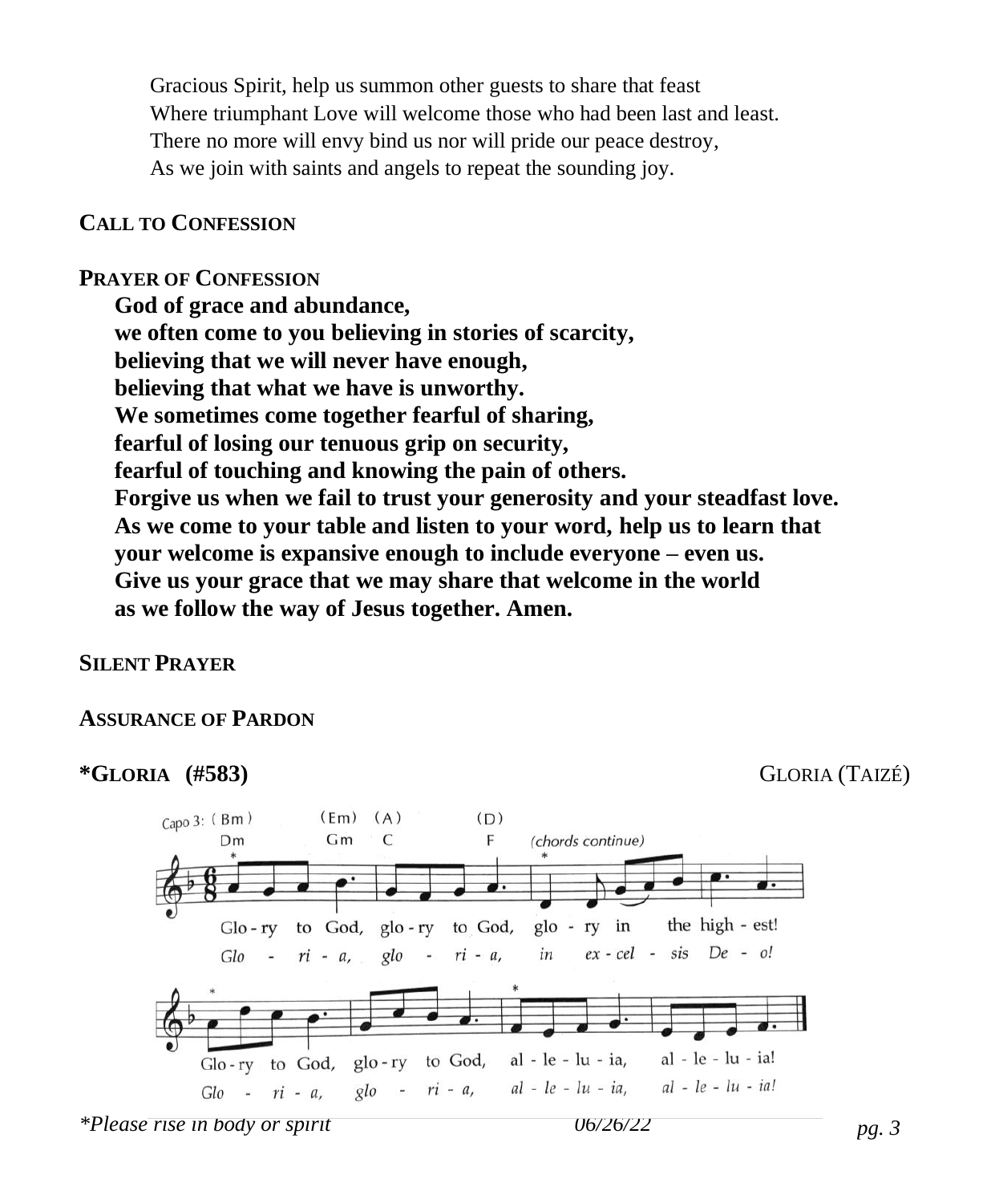Gracious Spirit, help us summon other guests to share that feast
Where triumphant Love will welcome those who had been last and least.
There no more will envy bind us nor will pride our peace destroy,
As we join with saints and angels to repeat the sounding joy.

**CALL TO CONFESSION**

**PRAYER OF CONFESSION**

**God of grace and abundance,**
**we often come to you believing in stories of scarcity,**
**believing that we will never have enough,**
**believing that what we have is unworthy.**
**We sometimes come together fearful of sharing,**
**fearful of losing our tenuous grip on security,**
**fearful of touching and knowing the pain of others.**
**Forgive us when we fail to trust your generosity and your steadfast love.**
**As we come to your table and listen to your word, help us to learn that**
**your welcome is expansive enough to include everyone – even us.**
**Give us your grace that we may share that welcome in the world**
**as we follow the way of Jesus together. Amen.**

**SILENT PRAYER**

**ASSURANCE OF PARDON**

**\*GLORIA (#583)** GLORIA (TAIZÉ)

Capo 3: (Bm) (Em) (A) (D)
Dm Gm C F (chords continue)

Glo - ry to God, glo - ry to God, glo - ry in the high - est!
*Glo - ri - a, glo - ri - a, in ex - cel - sis De - o!*

Glo - ry to God, glo - ry to God, al - le - lu - ia, al - le - lu - ia!
*Glo - ri - a, glo - ri - a, al - le - lu - ia, al - le - lu - ia!*

*\*Please rise in body or spirit*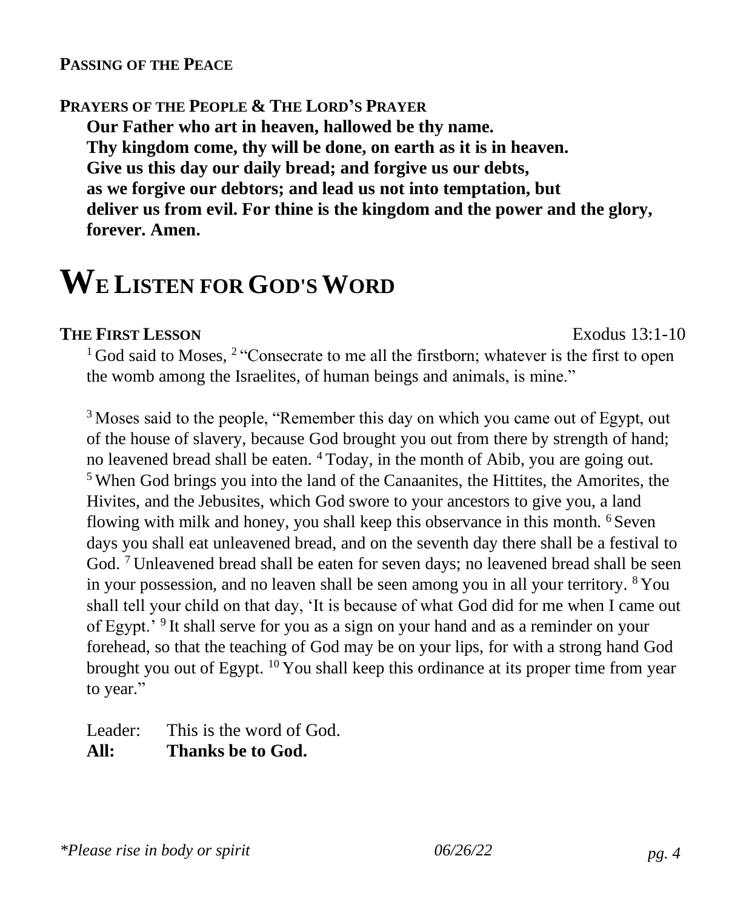**PASSING OF THE PEACE**

**PRAYERS OF THE PEOPLE & THE LORD'S PRAYER**

**Our Father who art in heaven, hallowed be thy name.**
**Thy kingdom come, thy will be done, on earth as it is in heaven.**
**Give us this day our daily bread; and forgive us our debts,**
**as we forgive our debtors; and lead us not into temptation, but**
**deliver us from evil. For thine is the kingdom and the power and the glory,**
**forever. Amen.**

# WE LISTEN FOR GOD'S WORD

**THE FIRST LESSON** Exodus 13:1-10

[1] God said to Moses, [2] "Consecrate to me all the firstborn; whatever is the first to open the womb among the Israelites, of human beings and animals, is mine."

[3] Moses said to the people, "Remember this day on which you came out of Egypt, out of the house of slavery, because God brought you out from there by strength of hand; no leavened bread shall be eaten. [4] Today, in the month of Abib, you are going out. [5] When God brings you into the land of the Canaanites, the Hittites, the Amorites, the Hivites, and the Jebusites, which God swore to your ancestors to give you, a land flowing with milk and honey, you shall keep this observance in this month. [6] Seven days you shall eat unleavened bread, and on the seventh day there shall be a festival to God. [7] Unleavened bread shall be eaten for seven days; no leavened bread shall be seen in your possession, and no leaven shall be seen among you in all your territory. [8] You shall tell your child on that day, 'It is because of what God did for me when I came out of Egypt.' [9] It shall serve for you as a sign on your hand and as a reminder on your forehead, so that the teaching of God may be on your lips, for with a strong hand God brought you out of Egypt. [10] You shall keep this ordinance at its proper time from year to year."

Leader: This is the word of God.
**All: Thanks be to God.**

*\*Please rise in body or spirit* *06/26/22*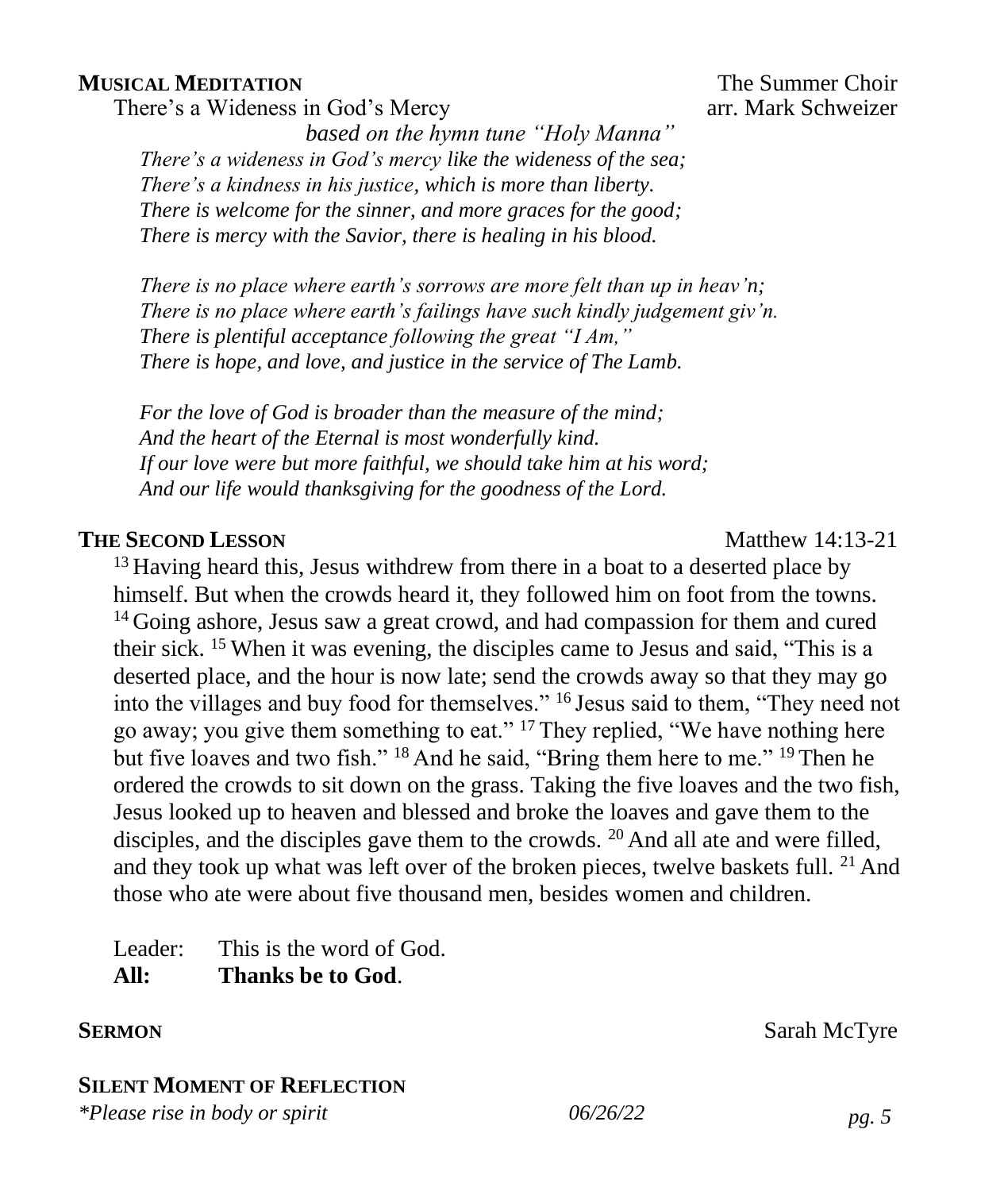**MUSICAL MEDITATION** The Summer Choir

There's a Wideness in God's Mercy arr. Mark Schweizer

*based on the hymn tune "Holy Manna"*

*There's a wideness in God's mercy like the wideness of the sea;*
*There's a kindness in his justice, which is more than liberty.*
*There is welcome for the sinner, and more graces for the good;*
*There is mercy with the Savior, there is healing in his blood.*

*There is no place where earth's sorrows are more felt than up in heav'n;*
*There is no place where earth's failings have such kindly judgement giv'n.*
*There is plentiful acceptance following the great "I Am,"*
*There is hope, and love, and justice in the service of The Lamb.*

*For the love of God is broader than the measure of the mind;*
*And the heart of the Eternal is most wonderfully kind.*
*If our love were but more faithful, we should take him at his word;*
*And our life would thanksgiving for the goodness of the Lord.*

**THE SECOND LESSON** Matthew 14:13-21

[13] Having heard this, Jesus withdrew from there in a boat to a deserted place by himself. But when the crowds heard it, they followed him on foot from the towns. [14] Going ashore, Jesus saw a great crowd, and had compassion for them and cured their sick. [15] When it was evening, the disciples came to Jesus and said, "This is a deserted place, and the hour is now late; send the crowds away so that they may go into the villages and buy food for themselves." [16] Jesus said to them, "They need not go away; you give them something to eat." [17] They replied, "We have nothing here but five loaves and two fish." [18] And he said, "Bring them here to me." [19] Then he ordered the crowds to sit down on the grass. Taking the five loaves and the two fish, Jesus looked up to heaven and blessed and broke the loaves and gave them to the disciples, and the disciples gave them to the crowds. [20] And all ate and were filled, and they took up what was left over of the broken pieces, twelve baskets full. [21] And those who ate were about five thousand men, besides women and children.

Leader: This is the word of God.
**All: Thanks be to God**.

**SERMON** Sarah McTyre

**SILENT MOMENT OF REFLECTION**

*\*Please rise in body or spirit* *06/26/22*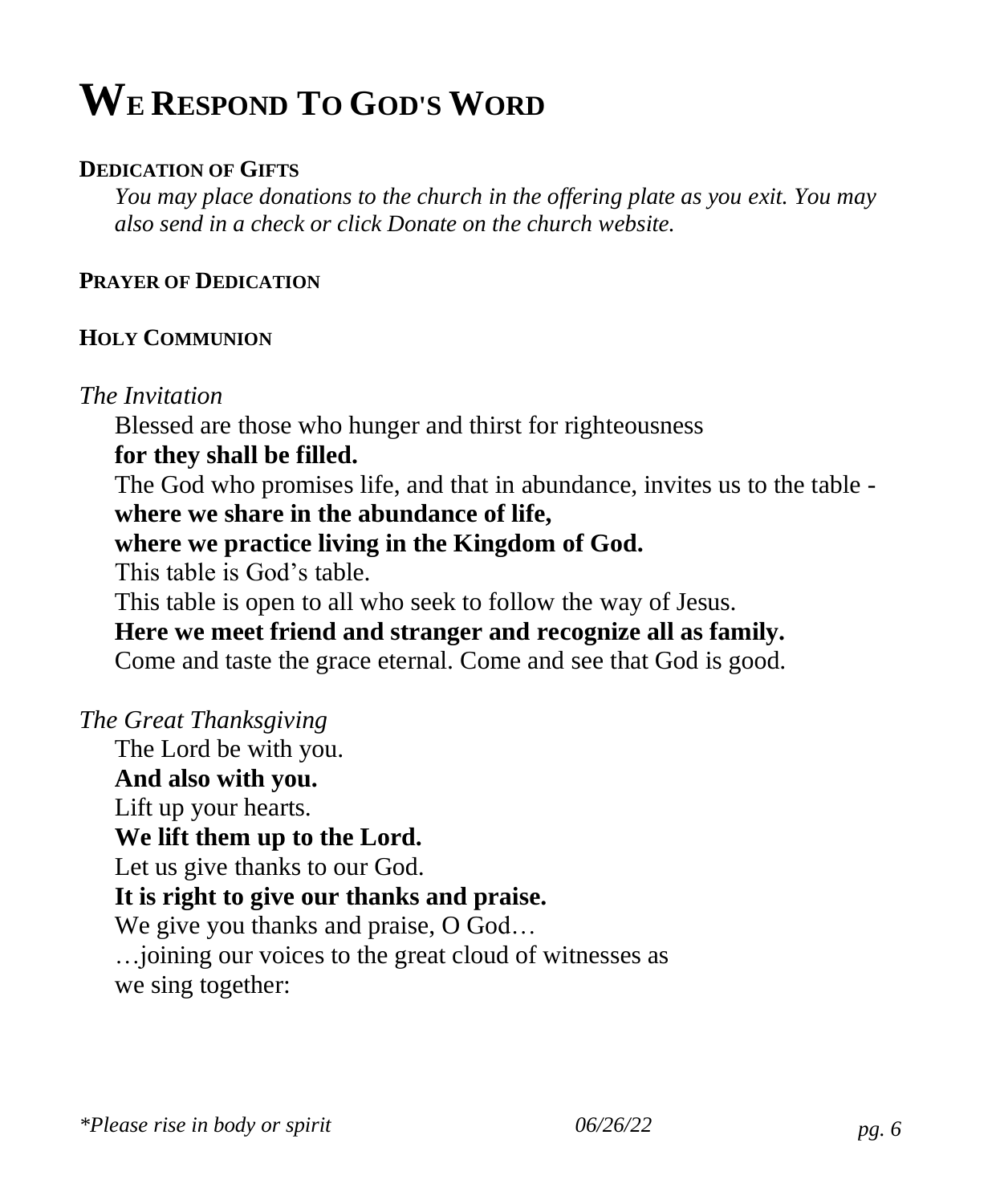# We Respond To God's Word

**Dedication of Gifts**

*You may place donations to the church in the offering plate as you exit. You may also send in a check or click Donate on the church website.*

**Prayer of Dedication**

**Holy Communion**

*The Invitation*

Blessed are those who hunger and thirst for righteousness
**for they shall be filled.**
The God who promises life, and that in abundance, invites us to the table -
**where we share in the abundance of life,**
**where we practice living in the Kingdom of God.**
This table is God's table.
This table is open to all who seek to follow the way of Jesus.
**Here we meet friend and stranger and recognize all as family.**
Come and taste the grace eternal. Come and see that God is good.

*The Great Thanksgiving*

The Lord be with you.
**And also with you.**
Lift up your hearts.
**We lift them up to the Lord.**
Let us give thanks to our God.
**It is right to give our thanks and praise.**
We give you thanks and praise, O God…
…joining our voices to the great cloud of witnesses as
we sing together:

*\*Please rise in body or spirit*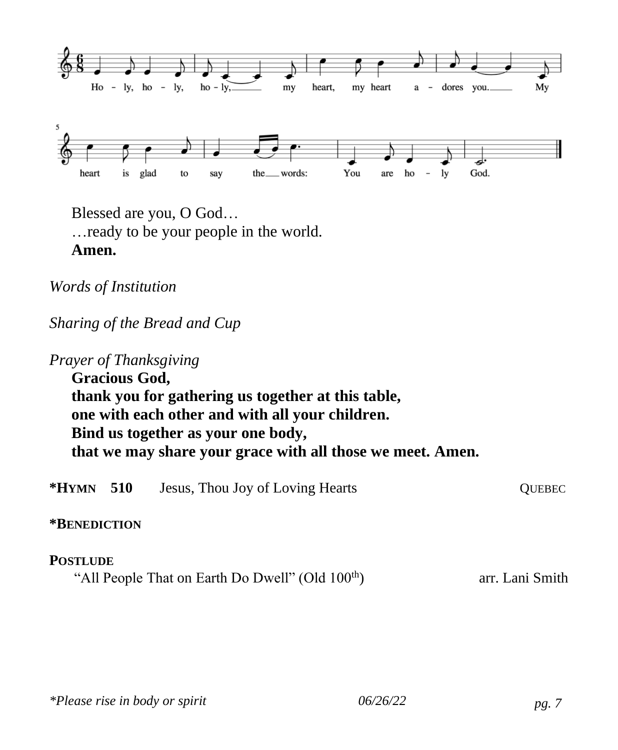Ho - ly, ho - ly, ho - ly, my heart, my heart a - dores you. My heart is glad to say the words: You are ho - ly God.

Blessed are you, O God…
…ready to be your people in the world.
**Amen.**

*Words of Institution*

*Sharing of the Bread and Cup*

*Prayer of Thanksgiving*
**Gracious God,**
**thank you for gathering us together at this table,**
**one with each other and with all your children.**
**Bind us together as your one body,**
**that we may share your grace with all those we meet. Amen.**

**\*HYMN 510** Jesus, Thou Joy of Loving Hearts QUEBEC

**\*BENEDICTION**

**POSTLUDE**
"All People That on Earth Do Dwell" (Old 100th) arr. Lani Smith

*\*Please rise in body or spirit* *06/26/22*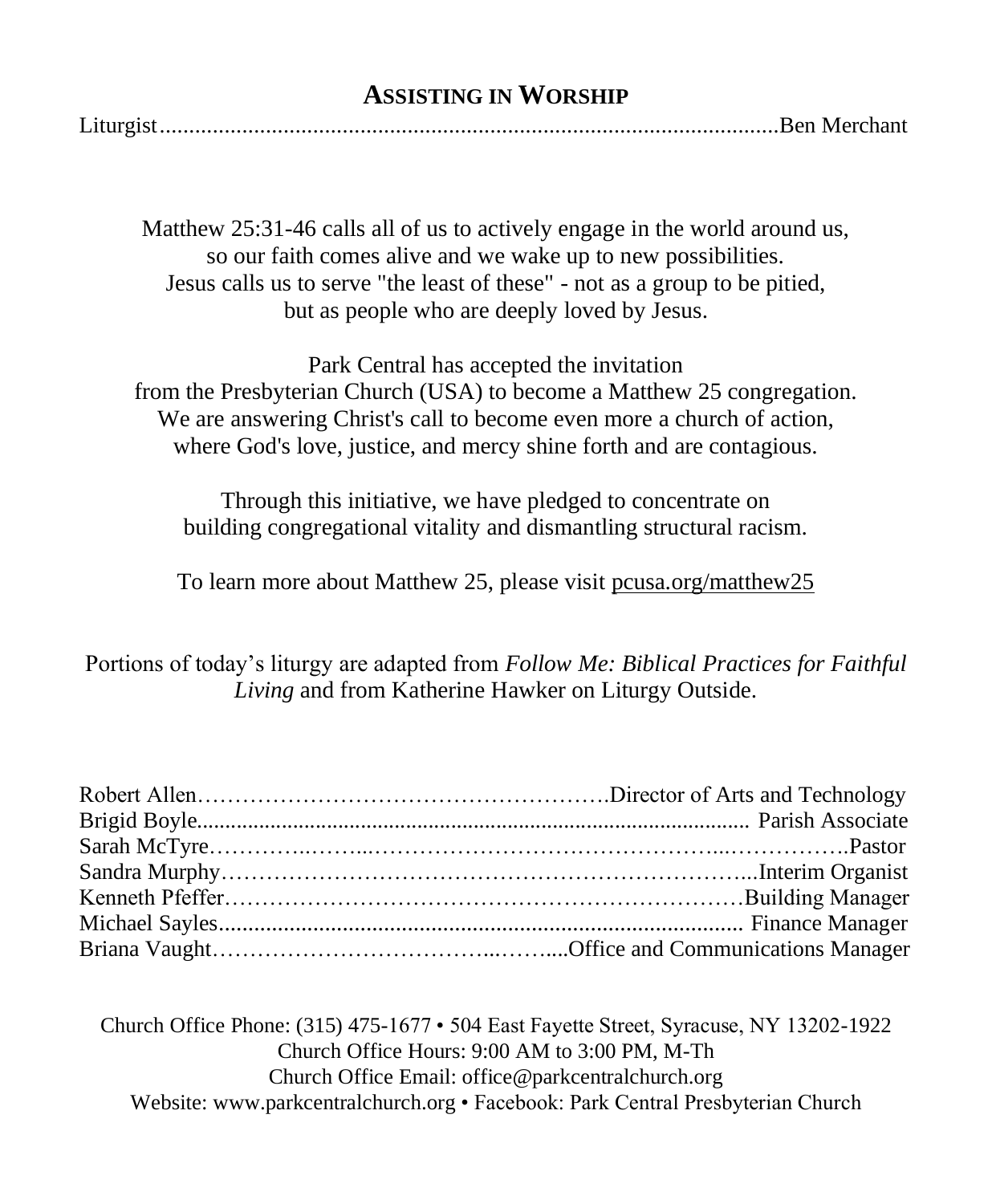## Assisting in Worship

Liturgist............................................................................................................Ben Merchant

Matthew 25:31-46 calls all of us to actively engage in the world around us,
so our faith comes alive and we wake up to new possibilities.
Jesus calls us to serve "the least of these" - not as a group to be pitied,
but as people who are deeply loved by Jesus.

Park Central has accepted the invitation
from the Presbyterian Church (USA) to become a Matthew 25 congregation.
We are answering Christ's call to become even more a church of action,
where God's love, justice, and mercy shine forth and are contagious.

Through this initiative, we have pledged to concentrate on
building congregational vitality and dismantling structural racism.

To learn more about Matthew 25, please visit pcusa.org/matthew25

Portions of today's liturgy are adapted from *Follow Me: Biblical Practices for Faithful Living* and from Katherine Hawker on Liturgy Outside.

Robert Allen……………………………………………….Director of Arts and Technology
Brigid Boyle.............................................................................................. Parish Associate
Sarah McTyre…………..……...……………………………………...…………….Pastor
Sandra Murphy…………………………………………………………...Interim Organist
Kenneth Pfeffer……………………………………………………………Building Manager
Michael Sayles....................................................................................... Finance Manager
Briana Vaught……………………………...……....Office and Communications Manager

Church Office Phone: (315) 475-1677 • 504 East Fayette Street, Syracuse, NY 13202-1922
Church Office Hours: 9:00 AM to 3:00 PM, M-Th
Church Office Email: office@parkcentralchurch.org
Website: www.parkcentralchurch.org • Facebook: Park Central Presbyterian Church